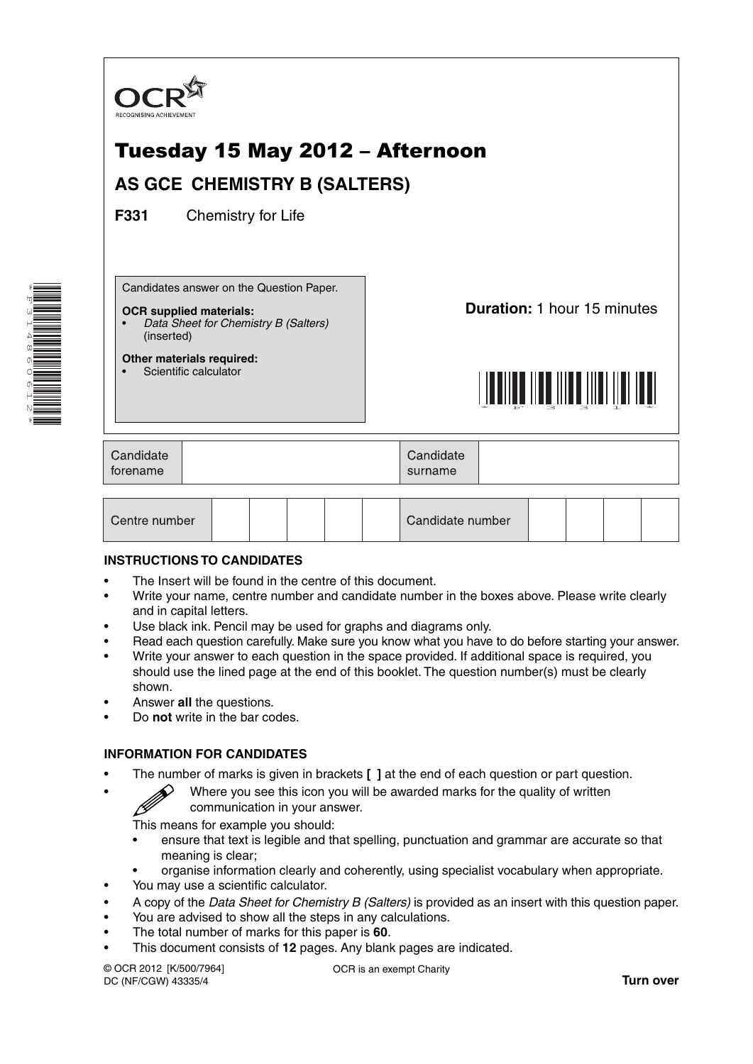OCR
RECOGNISING ACHIEVEMENT

# Tuesday 15 May 2012 – Afternoon

## AS GCE CHEMISTRY B (SALTERS)

**F331** Chemistry for Life

Candidates answer on the Question Paper.

**OCR supplied materials:**
- *Data Sheet for Chemistry B (Salters)* (inserted)

**Other materials required:**
- Scientific calculator

**Duration:** 1 hour 15 minutes

| Candidate forename | | Candidate surname | |
|---|---|---|---|

| Centre number | | | | | | Candidate number | | | | |
|---|---|---|---|---|---|---|---|---|---|---|

### INSTRUCTIONS TO CANDIDATES

- The Insert will be found in the centre of this document.
- Write your name, centre number and candidate number in the boxes above. Please write clearly and in capital letters.
- Use black ink. Pencil may be used for graphs and diagrams only.
- Read each question carefully. Make sure you know what you have to do before starting your answer.
- Write your answer to each question in the space provided. If additional space is required, you should use the lined page at the end of this booklet. The question number(s) must be clearly shown.
- Answer **all** the questions.
- Do **not** write in the bar codes.

### INFORMATION FOR CANDIDATES

- The number of marks is given in brackets **[ ]** at the end of each question or part question.
- Where you see this icon you will be awarded marks for the quality of written communication in your answer.

  This means for example you should:
  - ensure that text is legible and that spelling, punctuation and grammar are accurate so that meaning is clear;
  - organise information clearly and coherently, using specialist vocabulary when appropriate.
- You may use a scientific calculator.
- A copy of the *Data Sheet for Chemistry B (Salters)* is provided as an insert with this question paper.
- You are advised to show all the steps in any calculations.
- The total number of marks for this paper is **60**.
- This document consists of **12** pages. Any blank pages are indicated.

© OCR 2012 [K/500/7964]
DC (NF/CGW) 43335/4

OCR is an exempt Charity

**Turn over**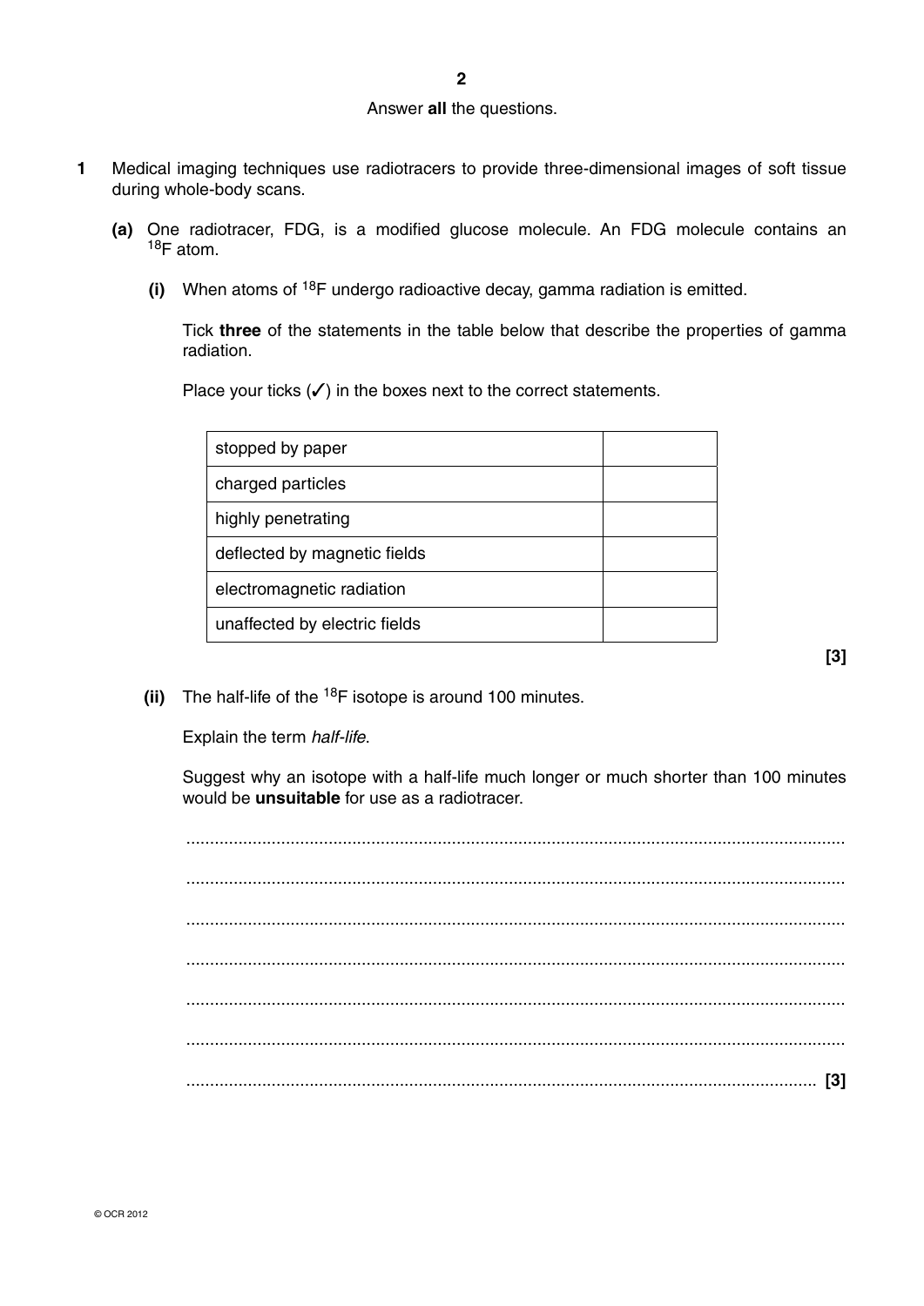Answer **all** the questions.

**1** Medical imaging techniques use radiotracers to provide three-dimensional images of soft tissue during whole-body scans.

**(a)** One radiotracer, FDG, is a modified glucose molecule. An FDG molecule contains an $^{18}F$ atom.

**(i)** When atoms of $^{18}F$ undergo radioactive decay, gamma radiation is emitted.

Tick **three** of the statements in the table below that describe the properties of gamma radiation.

Place your ticks (✓) in the boxes next to the correct statements.

| | |
|---|---|
| stopped by paper | |
| charged particles | |
| highly penetrating | |
| deflected by magnetic fields | |
| electromagnetic radiation | |
| unaffected by electric fields | |

**[3]**

**(ii)** The half-life of the $^{18}F$ isotope is around 100 minutes.

Explain the term *half-life*.

Suggest why an isotope with a half-life much longer or much shorter than 100 minutes would be **unsuitable** for use as a radiotracer.

..........................................................................................................................................

..........................................................................................................................................

..........................................................................................................................................

..........................................................................................................................................

..........................................................................................................................................

..........................................................................................................................................

.................................................................................................................................... **[3]**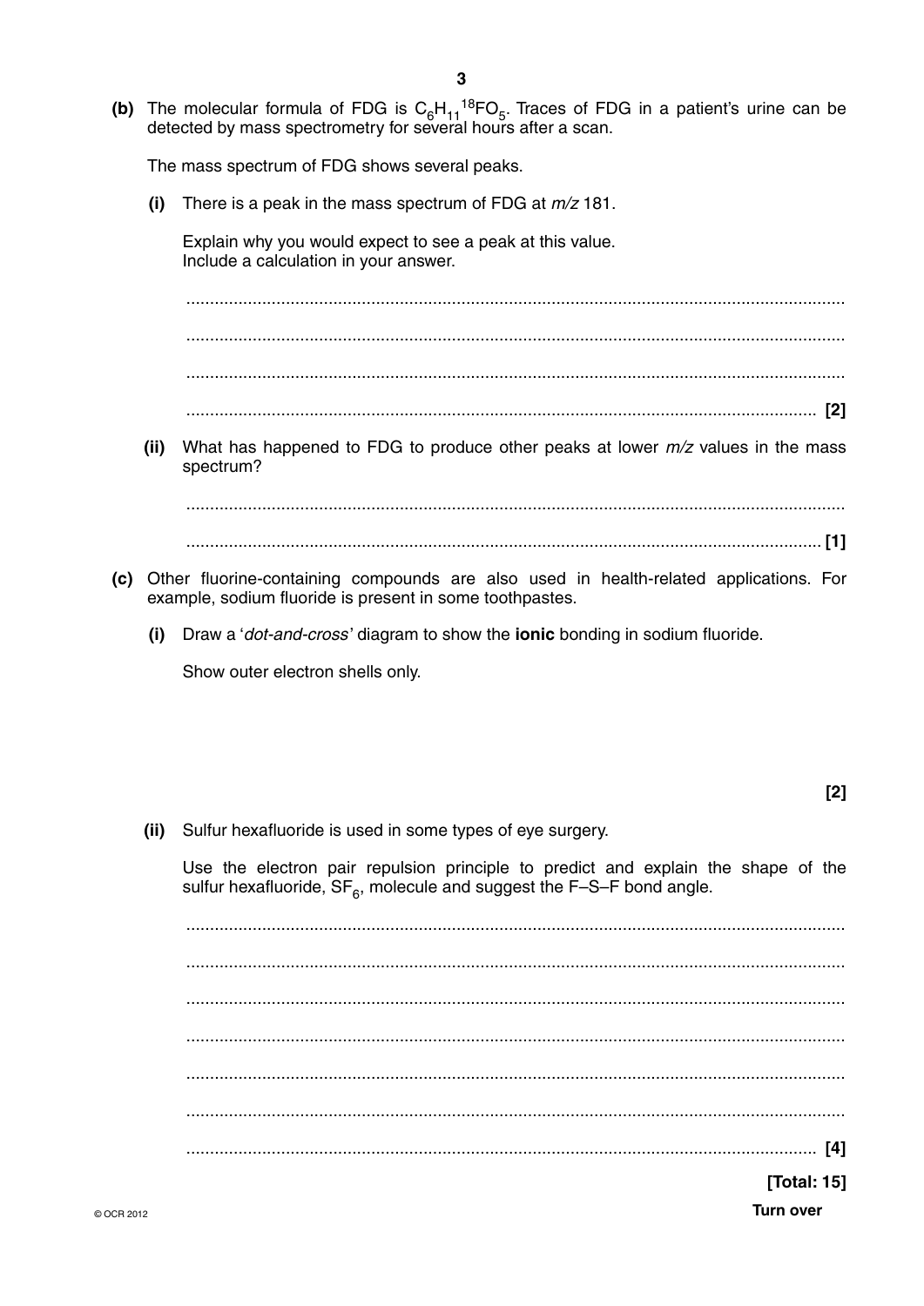**(b)** The molecular formula of FDG is $C_6H_{11}{}^{18}FO_5$. Traces of FDG in a patient's urine can be detected by mass spectrometry for several hours after a scan.

The mass spectrum of FDG shows several peaks.

**(i)** There is a peak in the mass spectrum of FDG at *m/z* 181.

Explain why you would expect to see a peak at this value.
Include a calculation in your answer.

...........................................................................................................................................

...........................................................................................................................................

...........................................................................................................................................

........................................................................................................................................ [2]

**(ii)** What has happened to FDG to produce other peaks at lower *m/z* values in the mass spectrum?

...........................................................................................................................................

........................................................................................................................................ [1]

**(c)** Other fluorine-containing compounds are also used in health-related applications. For example, sodium fluoride is present in some toothpastes.

**(i)** Draw a '*dot-and-cross*' diagram to show the **ionic** bonding in sodium fluoride.

Show outer electron shells only.

[2]

**(ii)** Sulfur hexafluoride is used in some types of eye surgery.

Use the electron pair repulsion principle to predict and explain the shape of the sulfur hexafluoride, $SF_6$, molecule and suggest the F–S–F bond angle.

...........................................................................................................................................

...........................................................................................................................................

...........................................................................................................................................

...........................................................................................................................................

...........................................................................................................................................

...........................................................................................................................................

........................................................................................................................................ [4]

**[Total: 15]**

**Turn over**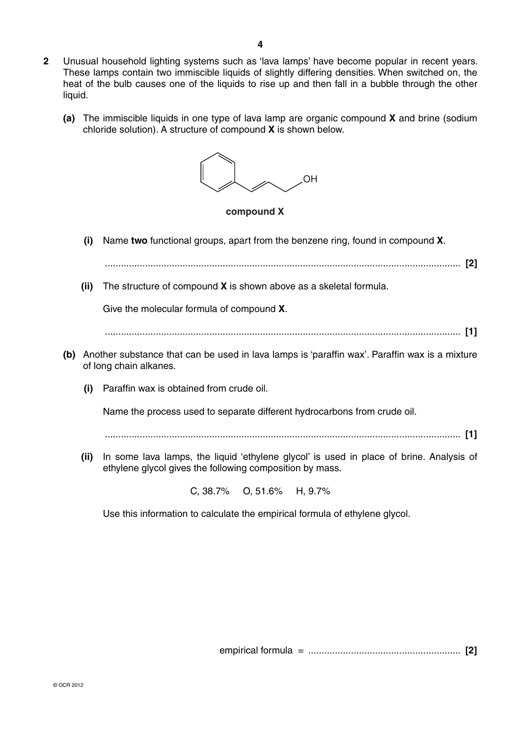**2** Unusual household lighting systems such as 'lava lamps' have become popular in recent years. These lamps contain two immiscible liquids of slightly differing densities. When switched on, the heat of the bulb causes one of the liquids to rise up and then fall in a bubble through the other liquid.

**(a)** The immiscible liquids in one type of lava lamp are organic compound **X** and brine (sodium chloride solution). A structure of compound **X** is shown below.

**compound X**

**(i)** Name **two** functional groups, apart from the benzene ring, found in compound **X**.

........................................................................................................................... **[2]**

**(ii)** The structure of compound **X** is shown above as a skeletal formula.

Give the molecular formula of compound **X**.

........................................................................................................................... **[1]**

**(b)** Another substance that can be used in lava lamps is 'paraffin wax'. Paraffin wax is a mixture of long chain alkanes.

**(i)** Paraffin wax is obtained from crude oil.

Name the process used to separate different hydrocarbons from crude oil.

........................................................................................................................... **[1]**

**(ii)** In some lava lamps, the liquid 'ethylene glycol' is used in place of brine. Analysis of ethylene glycol gives the following composition by mass.

C, 38.7%   O, 51.6%   H, 9.7%

Use this information to calculate the empirical formula of ethylene glycol.

empirical formula = ........................................................ **[2]**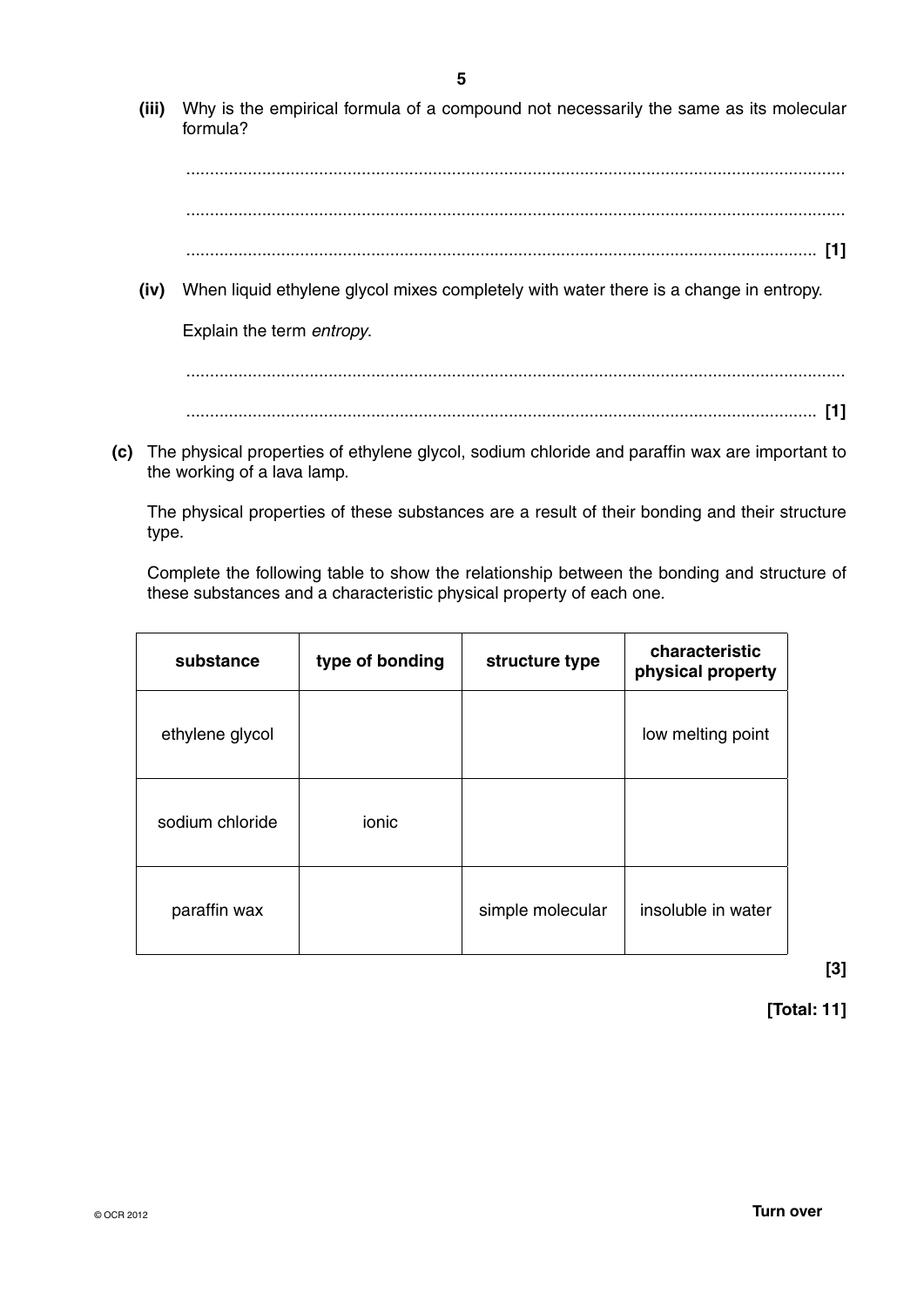**(iii)** Why is the empirical formula of a compound not necessarily the same as its molecular formula?

...................................................................................................................................

...................................................................................................................................

............................................................................................................................. **[1]**

**(iv)** When liquid ethylene glycol mixes completely with water there is a change in entropy.

Explain the term *entropy*.

...................................................................................................................................

............................................................................................................................. **[1]**

**(c)** The physical properties of ethylene glycol, sodium chloride and paraffin wax are important to the working of a lava lamp.

The physical properties of these substances are a result of their bonding and their structure type.

Complete the following table to show the relationship between the bonding and structure of these substances and a characteristic physical property of each one.

| substance | type of bonding | structure type | characteristic physical property |
|---|---|---|---|
| ethylene glycol | | | low melting point |
| sodium chloride | ionic | | |
| paraffin wax | | simple molecular | insoluble in water |

**[3]**

**[Total: 11]**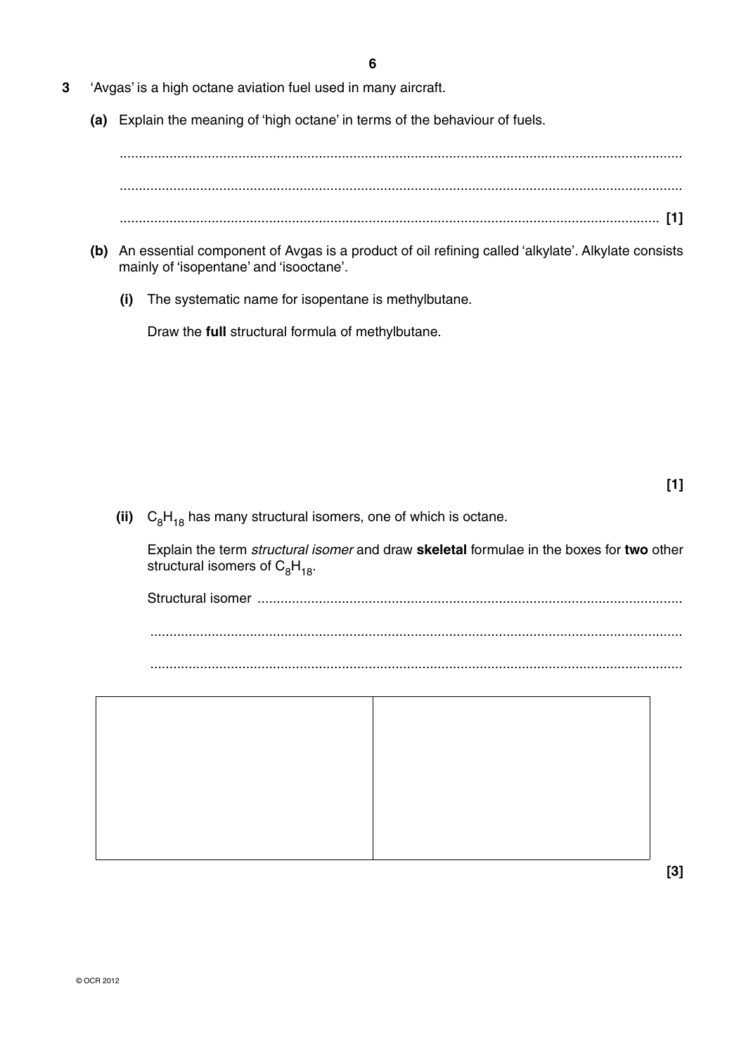**3** 'Avgas' is a high octane aviation fuel used in many aircraft.

**(a)** Explain the meaning of 'high octane' in terms of the behaviour of fuels.

.................................................................................................................................................

.................................................................................................................................................

.......................................................................................................................................... **[1]**

**(b)** An essential component of Avgas is a product of oil refining called 'alkylate'. Alkylate consists mainly of 'isopentane' and 'isooctane'.

**(i)** The systematic name for isopentane is methylbutane.

Draw the **full** structural formula of methylbutane.

**[1]**

**(ii)** $C_8H_{18}$ has many structural isomers, one of which is octane.

Explain the term *structural isomer* and draw **skeletal** formulae in the boxes for **two** other structural isomers of $C_8H_{18}$.

Structural isomer .............................................................................................................

.........................................................................................................................................

.........................................................................................................................................

| | |
|---|---|
| | |

**[3]**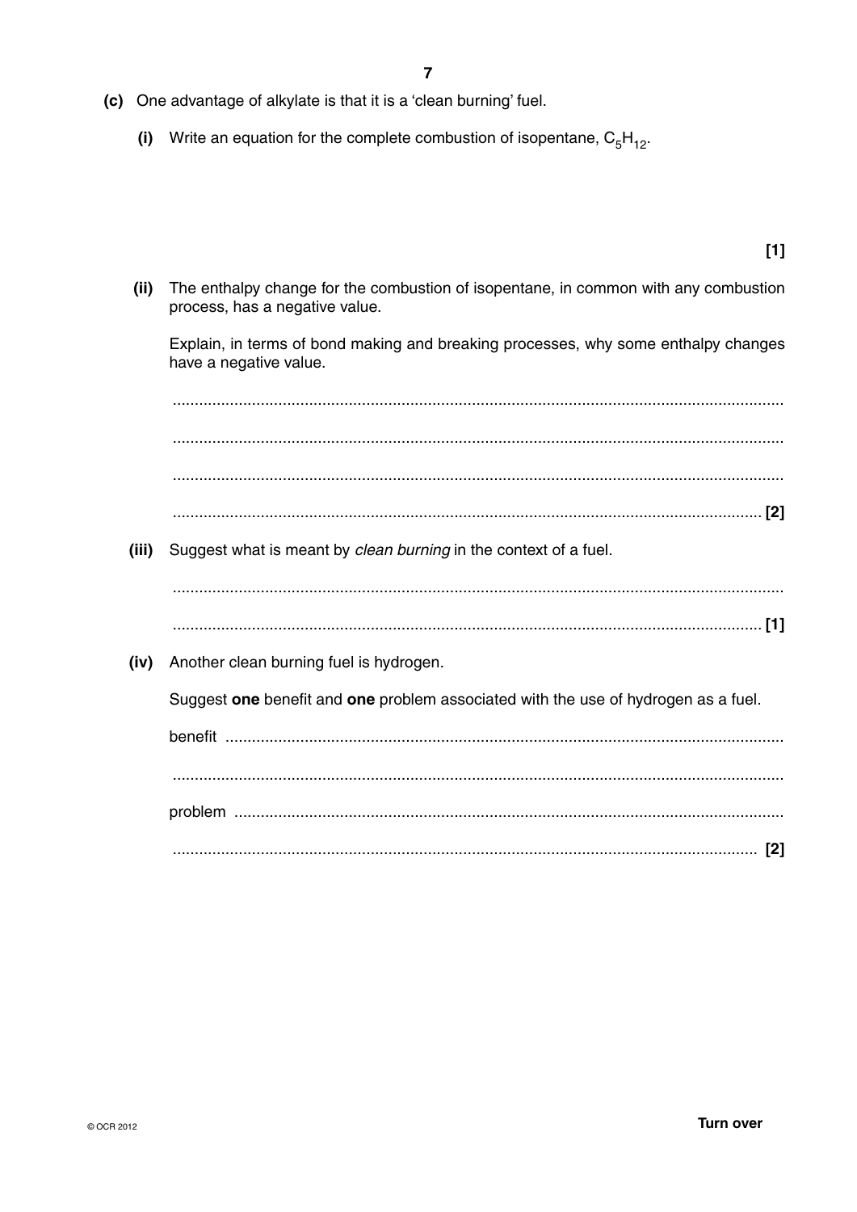(c) One advantage of alkylate is that it is a 'clean burning' fuel.

(i) Write an equation for the complete combustion of isopentane, $C_5H_{12}$.

[1]

(ii) The enthalpy change for the combustion of isopentane, in common with any combustion process, has a negative value.

Explain, in terms of bond making and breaking processes, why some enthalpy changes have a negative value.

.......................................................................................................................................

.......................................................................................................................................

.......................................................................................................................................

....................................................................................................................................... [2]

(iii) Suggest what is meant by *clean burning* in the context of a fuel.

.......................................................................................................................................

....................................................................................................................................... [1]

(iv) Another clean burning fuel is hydrogen.

Suggest **one** benefit and **one** problem associated with the use of hydrogen as a fuel.

benefit ..............................................................................................................................

.......................................................................................................................................

problem ............................................................................................................................

....................................................................................................................................... [2]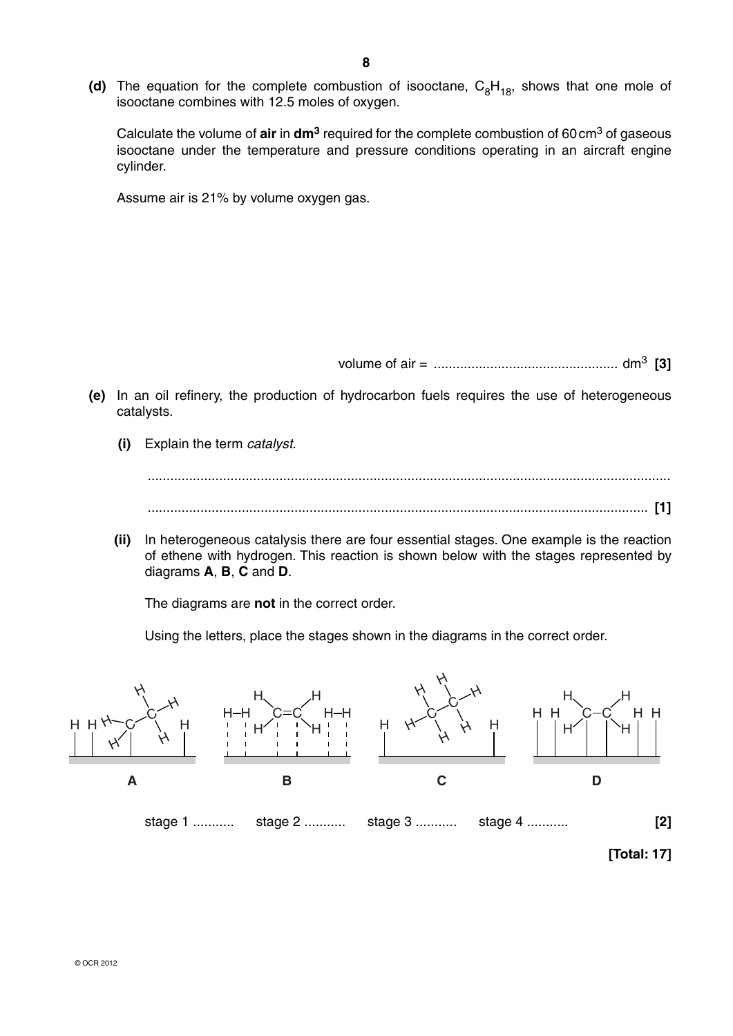**(d)** The equation for the complete combustion of isooctane, $C_8H_{18}$, shows that one mole of isooctane combines with 12.5 moles of oxygen.

Calculate the volume of **air** in **dm$^3$** required for the complete combustion of 60 cm$^3$ of gaseous isooctane under the temperature and pressure conditions operating in an aircraft engine cylinder.

Assume air is 21% by volume oxygen gas.

volume of air = ................................................. dm$^3$ **[3]**

**(e)** In an oil refinery, the production of hydrocarbon fuels requires the use of heterogeneous catalysts.

**(i)** Explain the term *catalyst*.

...........................................................................................................................................

.................................................................................................................................... **[1]**

**(ii)** In heterogeneous catalysis there are four essential stages. One example is the reaction of ethene with hydrogen. This reaction is shown below with the stages represented by diagrams **A**, **B**, **C** and **D**.

The diagrams are **not** in the correct order.

Using the letters, place the stages shown in the diagrams in the correct order.

**A** **B** **C** **D**

stage 1 ........... stage 2 ........... stage 3 ........... stage 4 ........... **[2]**

**[Total: 17]**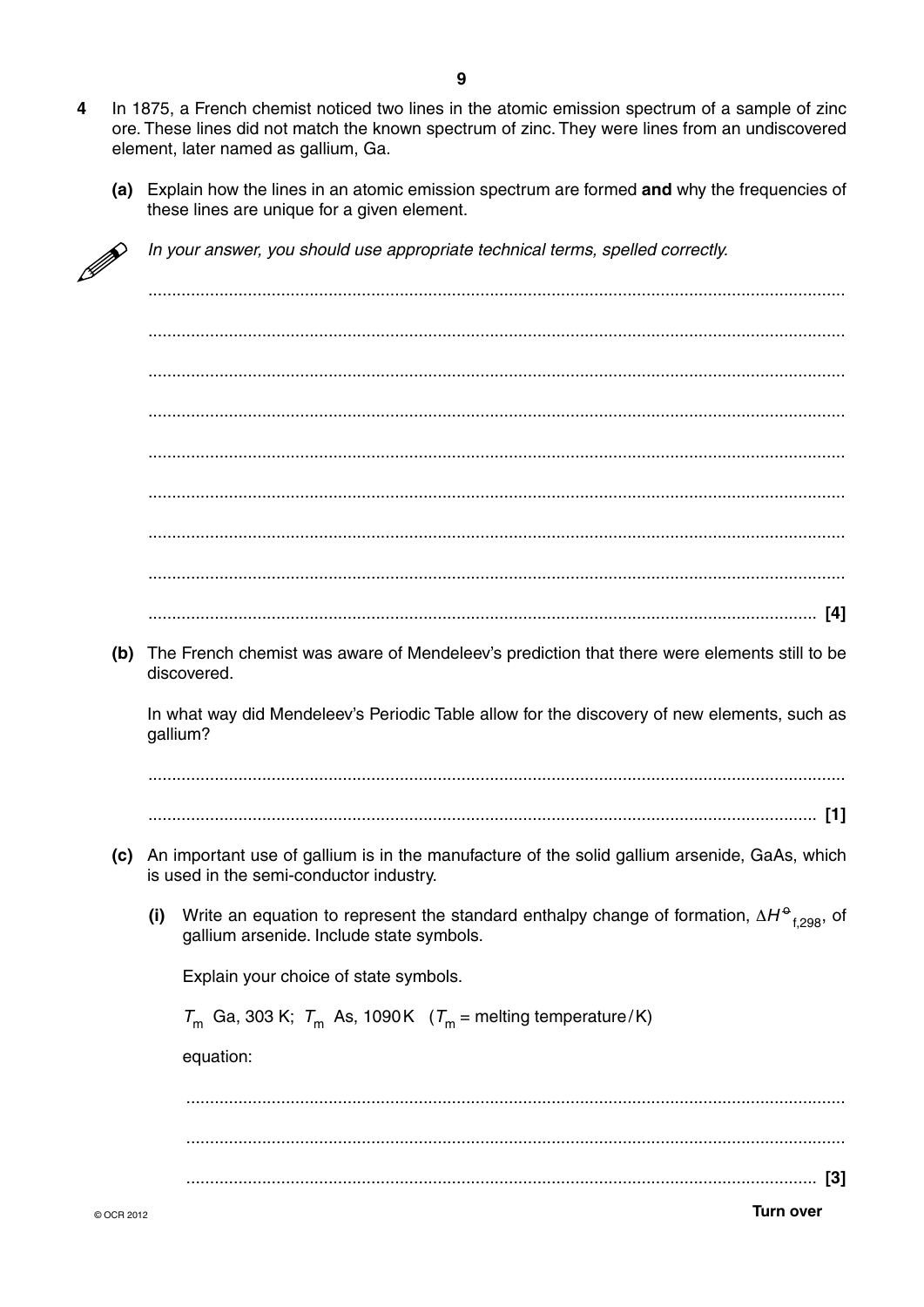**4** In 1875, a French chemist noticed two lines in the atomic emission spectrum of a sample of zinc ore. These lines did not match the known spectrum of zinc. They were lines from an undiscovered element, later named as gallium, Ga.

**(a)** Explain how the lines in an atomic emission spectrum are formed **and** why the frequencies of these lines are unique for a given element.

*In your answer, you should use appropriate technical terms, spelled correctly.*

.................................................................................................................................................

.................................................................................................................................................

.................................................................................................................................................

.................................................................................................................................................

.................................................................................................................................................

.................................................................................................................................................

.................................................................................................................................................

.................................................................................................................................................

........................................................................................................................................... **[4]**

**(b)** The French chemist was aware of Mendeleev's prediction that there were elements still to be discovered.

In what way did Mendeleev's Periodic Table allow for the discovery of new elements, such as gallium?

.................................................................................................................................................

........................................................................................................................................... **[1]**

**(c)** An important use of gallium is in the manufacture of the solid gallium arsenide, GaAs, which is used in the semi-conductor industry.

**(i)** Write an equation to represent the standard enthalpy change of formation, $\Delta H^{\ominus}_{f,298}$, of gallium arsenide. Include state symbols.

Explain your choice of state symbols.

$T_m$ Ga, 303 K; $T_m$ As, 1090 K ($T_m$ = melting temperature / K)

equation:

.................................................................................................................................................

.................................................................................................................................................

........................................................................................................................................... **[3]**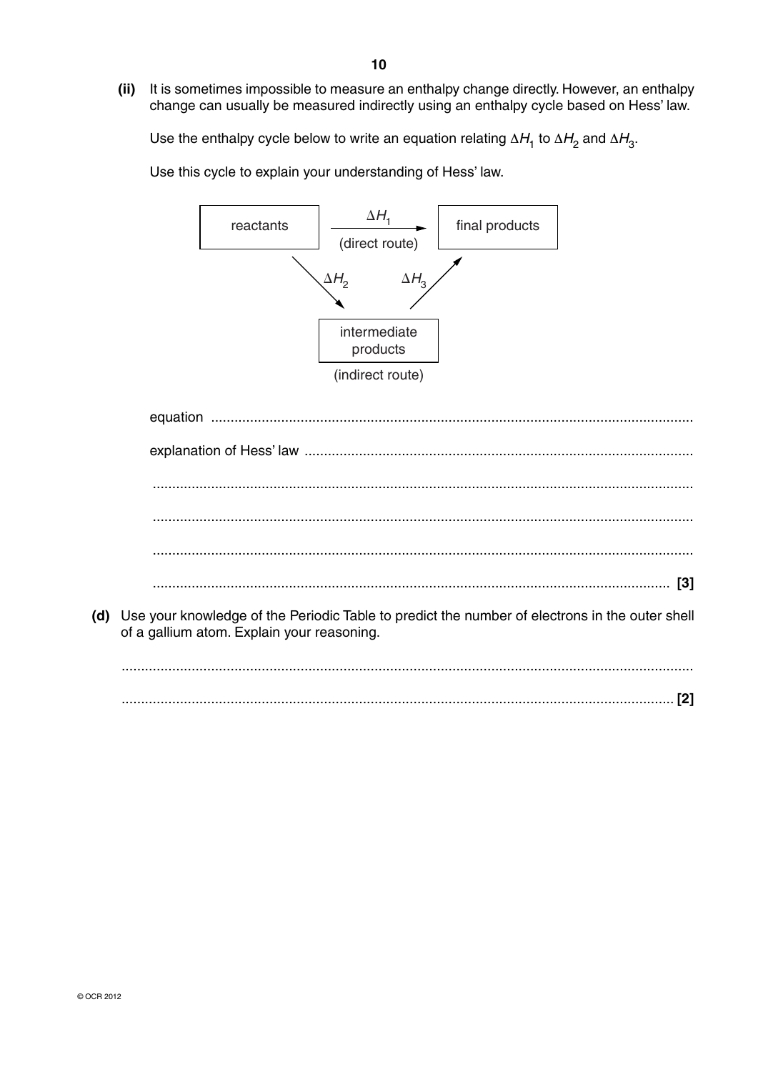**(ii)** It is sometimes impossible to measure an enthalpy change directly. However, an enthalpy change can usually be measured indirectly using an enthalpy cycle based on Hess' law.

Use the enthalpy cycle below to write an equation relating $\Delta H_1$ to $\Delta H_2$ and $\Delta H_3$.

Use this cycle to explain your understanding of Hess' law.

reactants —$\Delta H_1$ (direct route)→ final products

reactants —$\Delta H_2$→ intermediate products —$\Delta H_3$→ final products

(indirect route)

equation ...........................................................................................................................

explanation of Hess' law ...................................................................................................

..........................................................................................................................................

..........................................................................................................................................

..........................................................................................................................................

.................................................................................................................................... **[3]**

**(d)** Use your knowledge of the Periodic Table to predict the number of electrons in the outer shell of a gallium atom. Explain your reasoning.

..........................................................................................................................................

.................................................................................................................................... **[2]**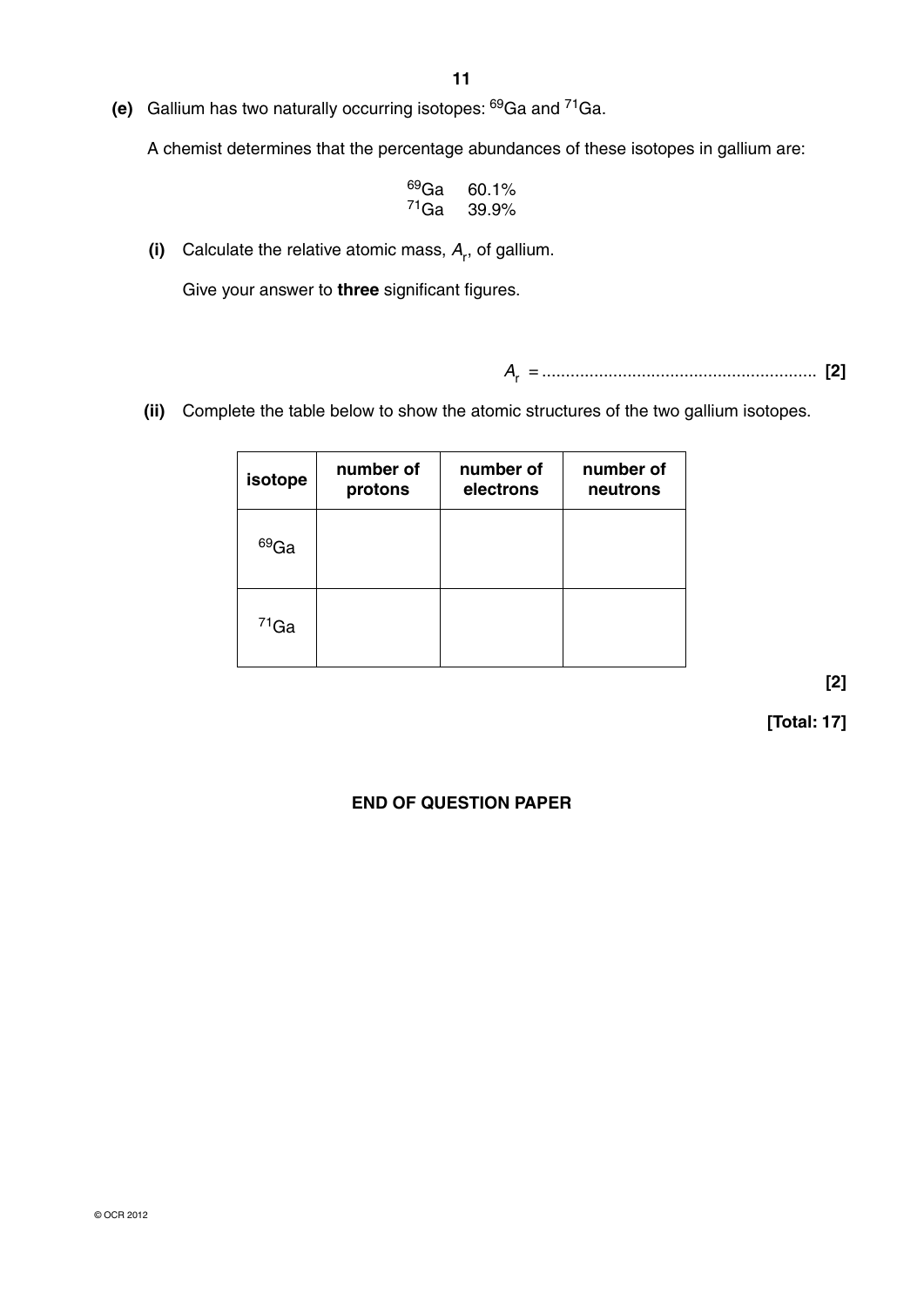**(e)** Gallium has two naturally occurring isotopes: $^{69}Ga$ and $^{71}Ga$.

A chemist determines that the percentage abundances of these isotopes in gallium are:

$^{69}Ga$ 60.1%
$^{71}Ga$ 39.9%

**(i)** Calculate the relative atomic mass, $A_r$, of gallium.

Give your answer to **three** significant figures.

$A_r$ = .......................................................... **[2]**

**(ii)** Complete the table below to show the atomic structures of the two gallium isotopes.

| isotope | number of protons | number of electrons | number of neutrons |
|---|---|---|---|
| $^{69}Ga$ | | | |
| $^{71}Ga$ | | | |

**[2]**

**[Total: 17]**

**END OF QUESTION PAPER**

© OCR 2012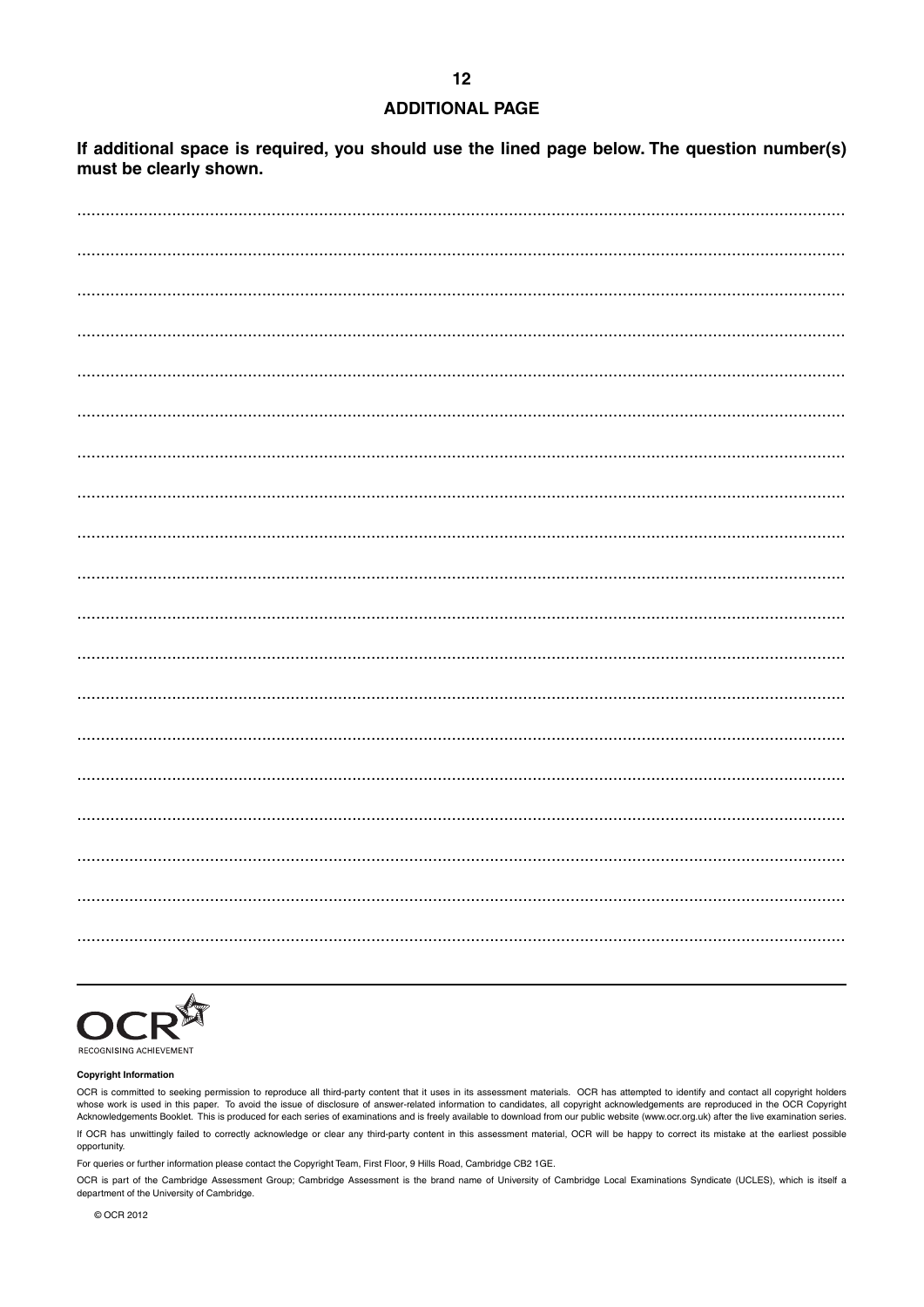## ADDITIONAL PAGE

**If additional space is required, you should use the lined page below. The question number(s) must be clearly shown.**

OCR RECOGNISING ACHIEVEMENT

**Copyright Information**

OCR is committed to seeking permission to reproduce all third-party content that it uses in its assessment materials. OCR has attempted to identify and contact all copyright holders whose work is used in this paper. To avoid the issue of disclosure of answer-related information to candidates, all copyright acknowledgements are reproduced in the OCR Copyright Acknowledgements Booklet. This is produced for each series of examinations and is freely available to download from our public website (www.ocr.org.uk) after the live examination series.

If OCR has unwittingly failed to correctly acknowledge or clear any third-party content in this assessment material, OCR will be happy to correct its mistake at the earliest possible opportunity.

For queries or further information please contact the Copyright Team, First Floor, 9 Hills Road, Cambridge CB2 1GE.

OCR is part of the Cambridge Assessment Group; Cambridge Assessment is the brand name of University of Cambridge Local Examinations Syndicate (UCLES), which is itself a department of the University of Cambridge.

© OCR 2012